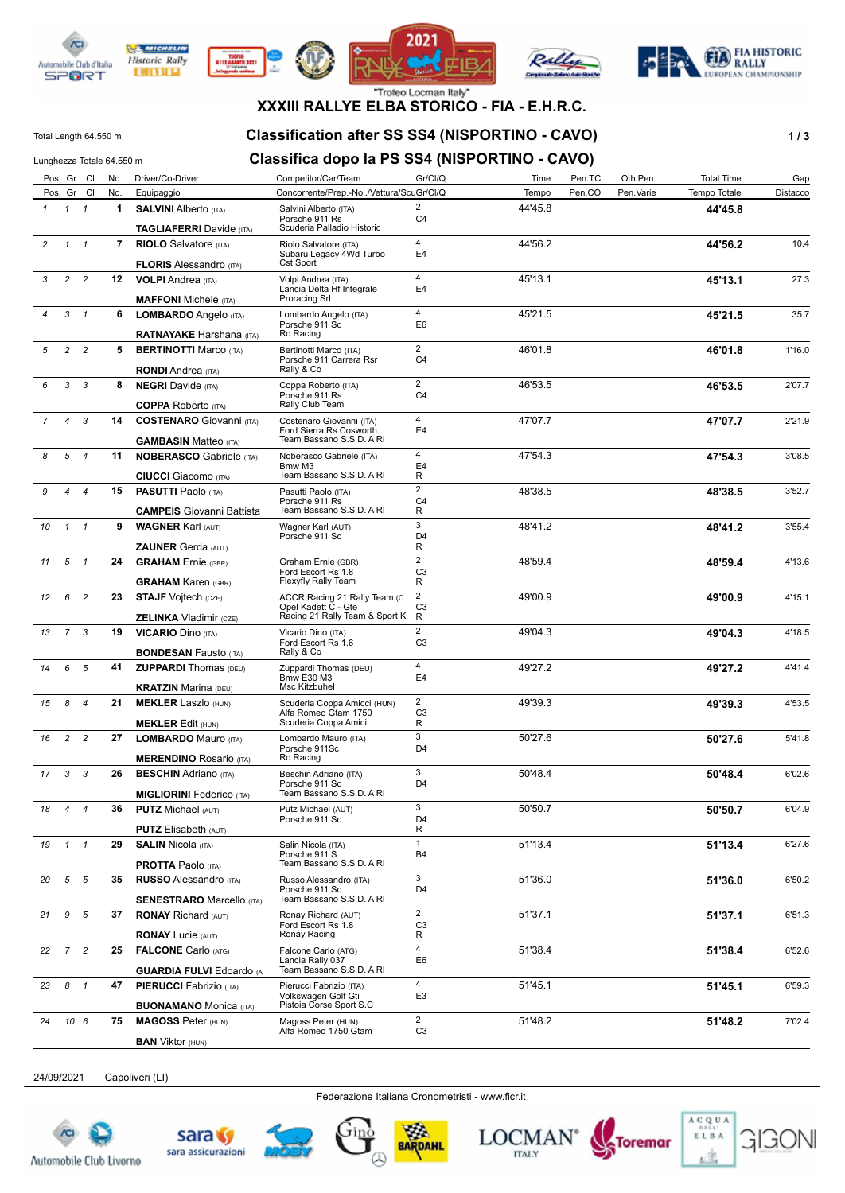"Trofeo Locman Italy"

# XXXIII RALLYE ELBA STORICO - FIA - E.H.R.C.

Total Length 64.550 m

Lunghezza Totale 64.550 m

## Classification after SS SS4 (NISPORTINO - CAVO)

## Classifica dopo la PS SS4 (NISPORTINO - CAVO)

| Pos. | Gr | Cl | No. | Driver/Co-Driver | Competitor/Car/Team | Gr/Cl/Q | Time | Pen.TC | Oth.Pen. | Total Time | Gap |
|---|---|---|---|---|---|---|---|---|---|---|---|
| Pos. | Gr | Cl | No. | Equipaggio | Concorrente/Prep.-Nol./Vettura/ScuGr/Cl/Q | | Tempo | Pen.CO | Pen.Varie | Tempo Totale | Distacco |
| 1 | 1 | 1 | 1 | **SALVINI** Alberto (ITA) / **TAGLIAFERRI** Davide (ITA) | Salvini Alberto (ITA) / Porsche 911 Rs / Scuderia Palladio Historic | 2 C4 | 44'45.8 | | | **44'45.8** | |
| 2 | 1 | 1 | 7 | **RIOLO** Salvatore (ITA) / **FLORIS** Alessandro (ITA) | Riolo Salvatore (ITA) / Subaru Legacy 4Wd Turbo / Cst Sport | 4 E4 | 44'56.2 | | | **44'56.2** | 10.4 |
| 3 | 2 | 2 | 12 | **VOLPI** Andrea (ITA) / **MAFFONI** Michele (ITA) | Volpi Andrea (ITA) / Lancia Delta Hf Integrale / Procracing Srl | 4 E4 | 45'13.1 | | | **45'13.1** | 27.3 |
| 4 | 3 | 1 | 6 | **LOMBARDO** Angelo (ITA) / **RATNAYAKE** Harshana (ITA) | Lombardo Angelo (ITA) / Porsche 911 Sc / Ro Racing | 4 E6 | 45'21.5 | | | **45'21.5** | 35.7 |
| 5 | 2 | 2 | 5 | **BERTINOTTI** Marco (ITA) / **RONDI** Andrea (ITA) | Bertinotti Marco (ITA) / Porsche 911 Carrera Rsr / Rally & Co | 2 C4 | 46'01.8 | | | **46'01.8** | 1'16.0 |
| 6 | 3 | 3 | 8 | **NEGRI** Davide (ITA) / **COPPA** Roberto (ITA) | Coppa Roberto (ITA) / Porsche 911 Rs / Rally Club Team | 2 C4 | 46'53.5 | | | **46'53.5** | 2'07.7 |
| 7 | 4 | 3 | 14 | **COSTENARO** Giovanni (ITA) / **GAMBASIN** Matteo (ITA) | Costenaro Giovanni (ITA) / Ford Sierra Rs Cosworth / Team Bassano S.S.D. A RI | 4 E4 | 47'07.7 | | | **47'07.7** | 2'21.9 |
| 8 | 5 | 4 | 11 | **NOBERASCO** Gabriele (ITA) / **CIUCCI** Giacomo (ITA) | Noberasco Gabriele (ITA) / Bmw M3 / Team Bassano S.S.D. A RI | 4 E4 R | 47'54.3 | | | **47'54.3** | 3'08.5 |
| 9 | 4 | 4 | 15 | **PASUTTI** Paolo (ITA) / **CAMPEIS** Giovanni Battista | Pasutti Paolo (ITA) / Porsche 911 Rs / Team Bassano S.S.D. A RI | 2 C4 R | 48'38.5 | | | **48'38.5** | 3'52.7 |
| 10 | 1 | 1 | 9 | **WAGNER** Karl (AUT) / **ZAUNER** Gerda (AUT) | Wagner Karl (AUT) / Porsche 911 Sc | 3 D4 R | 48'41.2 | | | **48'41.2** | 3'55.4 |
| 11 | 5 | 1 | 24 | **GRAHAM** Ernie (GBR) / **GRAHAM** Karen (GBR) | Graham Ernie (GBR) / Ford Escort Rs 1.8 / Flexyfly Rally Team | 2 C3 R | 48'59.4 | | | **48'59.4** | 4'13.6 |
| 12 | 6 | 2 | 23 | **STAJF** Vojtech (CZE) / **ZELINKA** Vladimir (CZE) | ACCR Racing 21 Rally Team (C / Opel Kadett C - Gte / Racing 21 Rally Team & Sport K | 2 C3 R | 49'00.9 | | | **49'00.9** | 4'15.1 |
| 13 | 7 | 3 | 19 | **VICARIO** Dino (ITA) / **BONDESAN** Fausto (ITA) | Vicario Dino (ITA) / Ford Escort Rs 1.6 / Rally & Co | 2 C3 | 49'04.3 | | | **49'04.3** | 4'18.5 |
| 14 | 6 | 5 | 41 | **ZUPPARDI** Thomas (DEU) / **KRATZIN** Marina (DEU) | Zuppardi Thomas (DEU) / Bmw E30 M3 / Msc Kitzbuhel | 4 E4 | 49'27.2 | | | **49'27.2** | 4'41.4 |
| 15 | 8 | 4 | 21 | **MEKLER** Laszlo (HUN) / **MEKLER** Edit (HUN) | Scuderia Coppa Amici (HUN) / Alfa Romeo Gtam 1750 / Scuderia Coppa Amici | 2 C3 R | 49'39.3 | | | **49'39.3** | 4'53.5 |
| 16 | 2 | 2 | 27 | **LOMBARDO** Mauro (ITA) / **MERENDINO** Rosario (ITA) | Lombardo Mauro (ITA) / Porsche 911Sc / Ro Racing | 3 D4 | 50'27.6 | | | **50'27.6** | 5'41.8 |
| 17 | 3 | 3 | 26 | **BESCHIN** Adriano (ITA) / **MIGLIORINI** Federico (ITA) | Beschin Adriano (ITA) / Porsche 911 Sc / Team Bassano S.S.D. A RI | 3 D4 | 50'48.4 | | | **50'48.4** | 6'02.6 |
| 18 | 4 | 4 | 36 | **PUTZ** Michael (AUT) / **PUTZ** Elisabeth (AUT) | Putz Michael (AUT) / Porsche 911 Sc | 3 D4 R | 50'50.7 | | | **50'50.7** | 6'04.9 |
| 19 | 1 | 1 | 29 | **SALIN** Nicola (ITA) / **PROTTA** Paolo (ITA) | Salin Nicola (ITA) / Porsche 911 S / Team Bassano S.S.D. A RI | 1 B4 | 51'13.4 | | | **51'13.4** | 6'27.6 |
| 20 | 5 | 5 | 35 | **RUSSO** Alessandro (ITA) / **SENESTRARO** Marcello (ITA) | Russo Alessandro (ITA) / Porsche 911 Sc / Team Bassano S.S.D. A RI | 3 D4 | 51'36.0 | | | **51'36.0** | 6'50.2 |
| 21 | 9 | 5 | 37 | **RONAY** Richard (AUT) / **RONAY** Lucie (AUT) | Ronay Richard (AUT) / Ford Escort Rs 1.8 / Ronay Racing | 2 C3 R | 51'37.1 | | | **51'37.1** | 6'51.3 |
| 22 | 7 | 2 | 25 | **FALCONE** Carlo (ATG) / **GUARDIA FULVI** Edoardo (A | Falcone Carlo (ATG) / Lancia Rally 037 / Team Bassano S.S.D. A RI | 4 E6 | 51'38.4 | | | **51'38.4** | 6'52.6 |
| 23 | 8 | 1 | 47 | **PIERUCCI** Fabrizio (ITA) / **BUONAMANO** Monica (ITA) | Pierucci Fabrizio (ITA) / Volkswagen Golf Gti / Pistoia Corse Sport S.C | 4 E3 | 51'45.1 | | | **51'45.1** | 6'59.3 |
| 24 | 10 | 6 | 75 | **MAGOSS** Peter (HUN) / **BAN** Viktor (HUN) | Magoss Peter (HUN) / Alfa Romeo 1750 Gtam | 2 C3 | 51'48.2 | | | **51'48.2** | 7'02.4 |

24/09/2021 Capoliveri (LI)

Federazione Italiana Cronometristi - www.ficr.it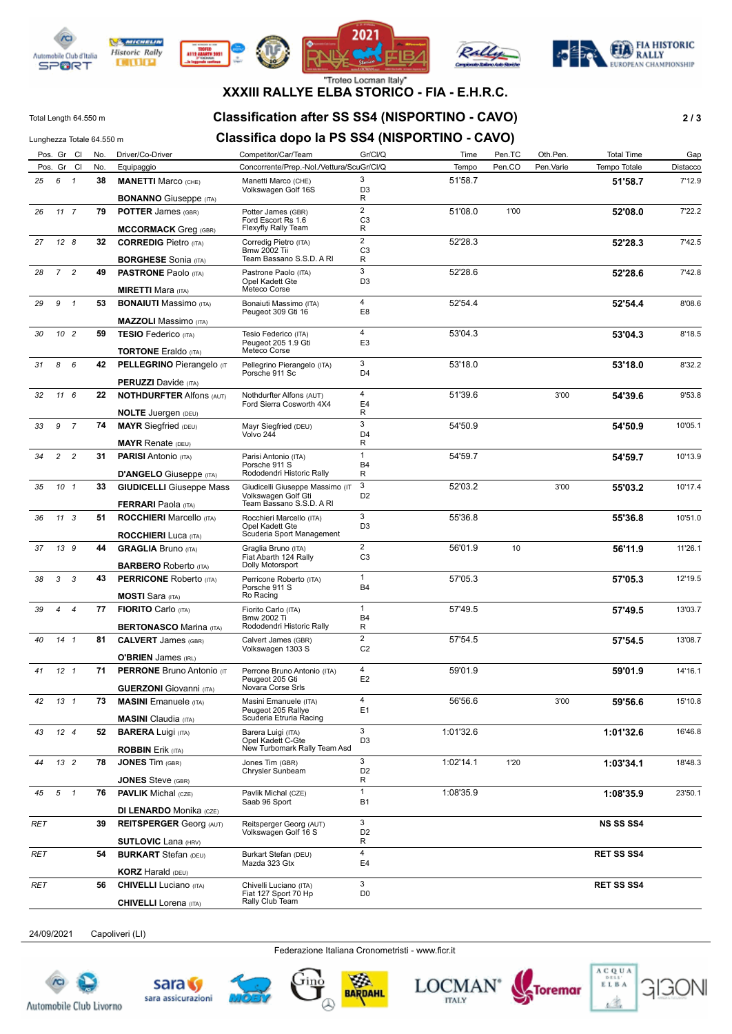"Troteo Locman Italy"

# XXXIII RALLYE ELBA STORICO - FIA - E.H.R.C.

Total Length 64.550 m

Lunghezza Totale 64.550 m

## Classification after SS SS4 (NISPORTINO - CAVO)

## Classifica dopo la PS SS4 (NISPORTINO - CAVO)

| Pos. | Gr | Cl | No. | Driver/Co-Driver<br>Equipaggio | Competitor/Car/Team<br>Concorrente/Prep.-Nol./Vettura/Scu | Gr/Cl/Q | Time<br>Tempo | Pen.TC | Oth.Pen.<br>Pen.Varie | Total Time<br>Tempo Totale | Gap<br>Distacco |
|---|---|---|---|---|---|---|---|---|---|---|---|
| 25 | 6 | 1 | 38 | **MANETTI** Marco (CHE)<br>**BONANNO** Giuseppe (ITA) | Manetti Marco (CHE)<br>Volkswagen Golf 16S | 3<br>D3<br>R | 51'58.7 | | | **51'58.7** | 7'12.9 |
| 26 | 11 | 7 | 79 | **POTTER** James (GBR)<br>**MCCORMACK** Greg (GBR) | Potter James (GBR)<br>Ford Escort Rs 1.6<br>Flexyfly Rally Team | 2<br>C3<br>R | 51'08.0 | 1'00 | | **52'08.0** | 7'22.2 |
| 27 | 12 | 8 | 32 | **CORREDIG** Pietro (ITA)<br>**BORGHESE** Sonia (ITA) | Corredig Pietro (ITA)<br>Bmw 2002 Tii<br>Team Bassano S.S.D. A Rl | 2<br>C3<br>R | 52'28.3 | | | **52'28.3** | 7'42.5 |
| 28 | 7 | 2 | 49 | **PASTRONE** Paolo (ITA)<br>**MIRETTI** Mara (ITA) | Pastrone Paolo (ITA)<br>Opel Kadett Gte<br>Meteco Corse | 3<br>D3 | 52'28.6 | | | **52'28.6** | 7'42.8 |
| 29 | 9 | 1 | 53 | **BONAIUTI** Massimo (ITA)<br>**MAZZOLI** Massimo (ITA) | Bonaiuti Massimo (ITA)<br>Peugeot 309 Gti 16 | 4<br>E8 | 52'54.4 | | | **52'54.4** | 8'08.6 |
| 30 | 10 | 2 | 59 | **TESIO** Federico (ITA)<br>**TORTONE** Eraldo (ITA) | Tesio Federico (ITA)<br>Peugeot 205 1.9 Gti<br>Meteco Corse | 4<br>E3 | 53'04.3 | | | **53'04.3** | 8'18.5 |
| 31 | 8 | 6 | 42 | **PELLEGRINO** Pierangelo (IT<br>**PERUZZI** Davide (ITA) | Pellegrino Pierangelo (ITA)<br>Porsche 911 Sc | 3<br>D4 | 53'18.0 | | | **53'18.0** | 8'32.2 |
| 32 | 11 | 6 | 22 | **NOTHDURFTER** Alfons (AUT)<br>**NOLTE** Juergen (DEU) | Nothdurfter Alfons (AUT)<br>Ford Sierra Cosworth 4X4 | 4<br>E4<br>R | 51'39.6 | | 3'00 | **54'39.6** | 9'53.8 |
| 33 | 9 | 7 | 74 | **MAYR** Siegfried (DEU)<br>**MAYR** Renate (DEU) | Mayr Siegfried (DEU)<br>Volvo 244 | 3<br>D4<br>R | 54'50.9 | | | **54'50.9** | 10'05.1 |
| 34 | 2 | 2 | 31 | **PARISI** Antonio (ITA)<br>**D'ANGELO** Giuseppe (ITA) | Parisi Antonio (ITA)<br>Porsche 911 S<br>Rododendri Historic Rally | 1<br>B4<br>R | 54'59.7 | | | **54'59.7** | 10'13.9 |
| 35 | 10 | 1 | 33 | **GIUDICELLI** Giuseppe Mass<br>**FERRARI** Paola (ITA) | Giudicelli Giuseppe Massimo (IT<br>Volkswagen Golf Gti<br>Team Bassano S.S.D. A Rl | 3<br>D2 | 52'03.2 | | 3'00 | **55'03.2** | 10'17.4 |
| 36 | 11 | 3 | 51 | **ROCCHIERI** Marcello (ITA)<br>**ROCCHIERI** Luca (ITA) | Rocchieri Marcello (ITA)<br>Opel Kadett Gte<br>Scuderia Sport Management | 3<br>D3 | 55'36.8 | | | **55'36.8** | 10'51.0 |
| 37 | 13 | 9 | 44 | **GRAGLIA** Bruno (ITA)<br>**BARBERO** Roberto (ITA) | Graglia Bruno (ITA)<br>Fiat Abarth 124 Rally<br>Dolly Motorsport | 2<br>C3 | 56'01.9 | 10 | | **56'11.9** | 11'26.1 |
| 38 | 3 | 3 | 43 | **PERRICONE** Roberto (ITA)<br>**MOSTI** Sara (ITA) | Perricone Roberto (ITA)<br>Porsche 911 S<br>Ro Racing | 1<br>B4 | 57'05.3 | | | **57'05.3** | 12'19.5 |
| 39 | 4 | 4 | 77 | **FIORITO** Carlo (ITA)<br>**BERTONASCO** Marina (ITA) | Fiorito Carlo (ITA)<br>Bmw 2002 Ti<br>Rododendri Historic Rally | 1<br>B4<br>R | 57'49.5 | | | **57'49.5** | 13'03.7 |
| 40 | 14 | 1 | 81 | **CALVERT** James (GBR)<br>**O'BRIEN** James (IRL) | Calvert James (GBR)<br>Volkswagen 1303 S | 2<br>C2 | 57'54.5 | | | **57'54.5** | 13'08.7 |
| 41 | 12 | 1 | 71 | **PERRONE** Bruno Antonio (IT<br>**GUERZONI** Giovanni (ITA) | Perrone Bruno Antonio (ITA)<br>Peugeot 205 Gti<br>Novara Corse Srls | 4<br>E2 | 59'01.9 | | | **59'01.9** | 14'16.1 |
| 42 | 13 | 1 | 73 | **MASINI** Emanuele (ITA)<br>**MASINI** Claudia (ITA) | Masini Emanuele (ITA)<br>Peugeot 205 Rallye<br>Scuderia Etruria Racing | 4<br>E1 | 56'56.6 | | 3'00 | **59'56.6** | 15'10.8 |
| 43 | 12 | 4 | 52 | **BARERA** Luigi (ITA)<br>**ROBBIN** Erik (ITA) | Barera Luigi (ITA)<br>Opel Kadett C-Gte<br>New Turbomark Rally Team Asd | 3<br>D3 | 1:01'32.6 | | | **1:01'32.6** | 16'46.8 |
| 44 | 13 | 2 | 78 | **JONES** Tim (GBR)<br>**JONES** Steve (GBR) | Jones Tim (GBR)<br>Chrysler Sunbeam | 3<br>D2<br>R | 1:02'14.1 | 1'20 | | **1:03'34.1** | 18'48.3 |
| 45 | 5 | 1 | 76 | **PAVLIK** Michal (CZE)<br>**DI LENARDO** Monika (CZE) | Pavlik Michal (CZE)<br>Saab 96 Sport | 1<br>B1 | 1:08'35.9 | | | **1:08'35.9** | 23'50.1 |
| RET | | | 39 | **REITSPERGER** Georg (AUT)<br>**SUTLOVIC** Lana (HRV) | Reitsperger Georg (AUT)<br>Volkswagen Golf 16 S | 3<br>D2<br>R | | | | **NS SS SS4** | |
| RET | | | 54 | **BURKART** Stefan (DEU)<br>**KORZ** Harald (DEU) | Burkart Stefan (DEU)<br>Mazda 323 Gtx | 4<br>E4 | | | | **RET SS SS4** | |
| RET | | | 56 | **CHIVELLI** Luciano (ITA)<br>**CHIVELLI** Lorena (ITA) | Chivelli Luciano (ITA)<br>Fiat 127 Sport 70 Hp<br>Rally Club Team | 3<br>D0 | | | | **RET SS SS4** | |

24/09/2021 Capoliveri (LI)

Federazione Italiana Cronometristi - www.ficr.it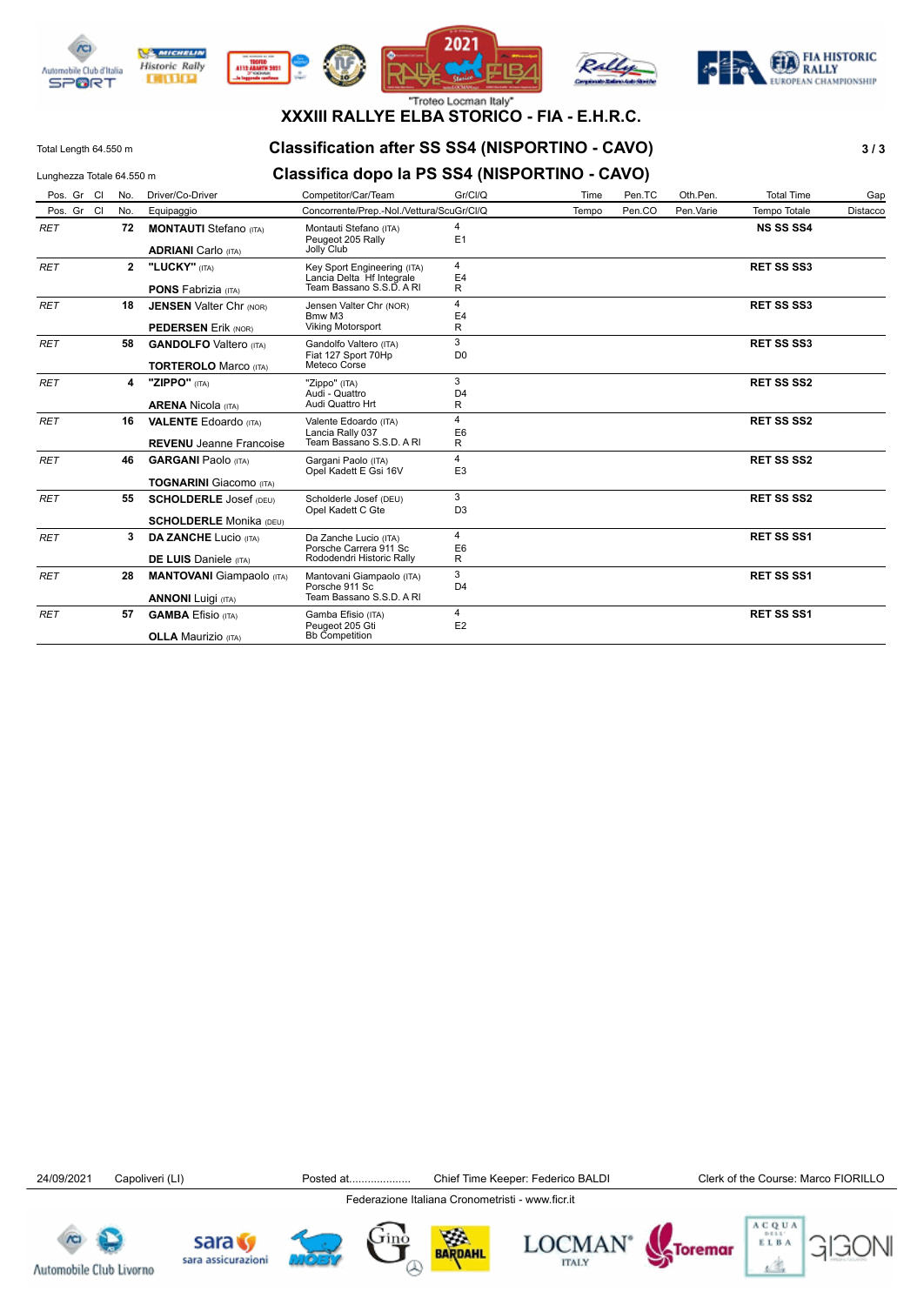"Troteo Locman Italy"

# XXXIII RALLYE ELBA STORICO - FIA - E.H.R.C.

Total Length 64.550 m

Lunghezza Totale 64.550 m

## Classification after SS SS4 (NISPORTINO - CAVO)

## Classifica dopo la PS SS4 (NISPORTINO - CAVO)

| Pos. Gr Cl<br>Pos. Gr Cl | No.<br>No. | Driver/Co-Driver<br>Equipaggio | Competitor/Car/Team<br>Concorrente/Prep.-Nol./Vettura/Scu | Gr/Cl/Q<br>Gr/Cl/Q | Time<br>Tempo | Pen.TC<br>Pen.CO | Oth.Pen.<br>Pen.Varie | Total Time<br>Tempo Totale | Gap<br>Distacco |
|---|---|---|---|---|---|---|---|---|---|
| *RET* | 72 | **MONTAUTI** Stefano (ITA)<br>**ADRIANI** Carlo (ITA) | Montauti Stefano (ITA)<br>Peugeot 205 Rally<br>Jolly Club | 4<br>E1 | | | | **NS SS SS4** | |
| *RET* | 2 | **"LUCKY"** (ITA)<br>**PONS** Fabrizia (ITA) | Key Sport Engineering (ITA)<br>Lancia Delta Hf Integrale<br>Team Bassano S.S.D. A Rl | 4<br>E4<br>R | | | | **RET SS SS3** | |
| *RET* | 18 | **JENSEN** Valter Chr (NOR)<br>**PEDERSEN** Erik (NOR) | Jensen Valter Chr (NOR)<br>Bmw M3<br>Viking Motorsport | 4<br>E4<br>R | | | | **RET SS SS3** | |
| *RET* | 58 | **GANDOLFO** Valtero (ITA)<br>**TORTEROLO** Marco (ITA) | Gandolfo Valtero (ITA)<br>Fiat 127 Sport 70Hp<br>Meteco Corse | 3<br>D0 | | | | **RET SS SS3** | |
| *RET* | 4 | **"ZIPPO"** (ITA)<br>**ARENA** Nicola (ITA) | "Zippo" (ITA)<br>Audi - Quattro<br>Audi Quattro Hrt | 3<br>D4<br>R | | | | **RET SS SS2** | |
| *RET* | 16 | **VALENTE** Edoardo (ITA)<br>**REVENU** Jeanne Francoise | Valente Edoardo (ITA)<br>Lancia Rally 037<br>Team Bassano S.S.D. A Rl | 4<br>E6<br>R | | | | **RET SS SS2** | |
| *RET* | 46 | **GARGANI** Paolo (ITA)<br>**TOGNARINI** Giacomo (ITA) | Gargani Paolo (ITA)<br>Opel Kadett E Gsi 16V | 4<br>E3 | | | | **RET SS SS2** | |
| *RET* | 55 | **SCHOLDERLE** Josef (DEU)<br>**SCHOLDERLE** Monika (DEU) | Scholderle Josef (DEU)<br>Opel Kadett C Gte | 3<br>D3 | | | | **RET SS SS2** | |
| *RET* | 3 | **DA ZANCHE** Lucio (ITA)<br>**DE LUIS** Daniele (ITA) | Da Zanche Lucio (ITA)<br>Porsche Carrera 911 Sc<br>Rododendri Historic Rally | 4<br>E6<br>R | | | | **RET SS SS1** | |
| *RET* | 28 | **MANTOVANI** Giampaolo (ITA)<br>**ANNONI** Luigi (ITA) | Mantovani Giampaolo (ITA)<br>Porsche 911 Sc<br>Team Bassano S.S.D. A Rl | 3<br>D4 | | | | **RET SS SS1** | |
| *RET* | 57 | **GAMBA** Efisio (ITA)<br>**OLLA** Maurizio (ITA) | Gamba Efisio (ITA)<br>Peugeot 205 Gti<br>Bb Competition | 4<br>E2 | | | | **RET SS SS1** | |

24/09/2021 Capoliveri (LI) Posted at.................... Chief Time Keeper: Federico BALDI Clerk of the Course: Marco FIORILLO

Federazione Italiana Cronometristi - www.ficr.it